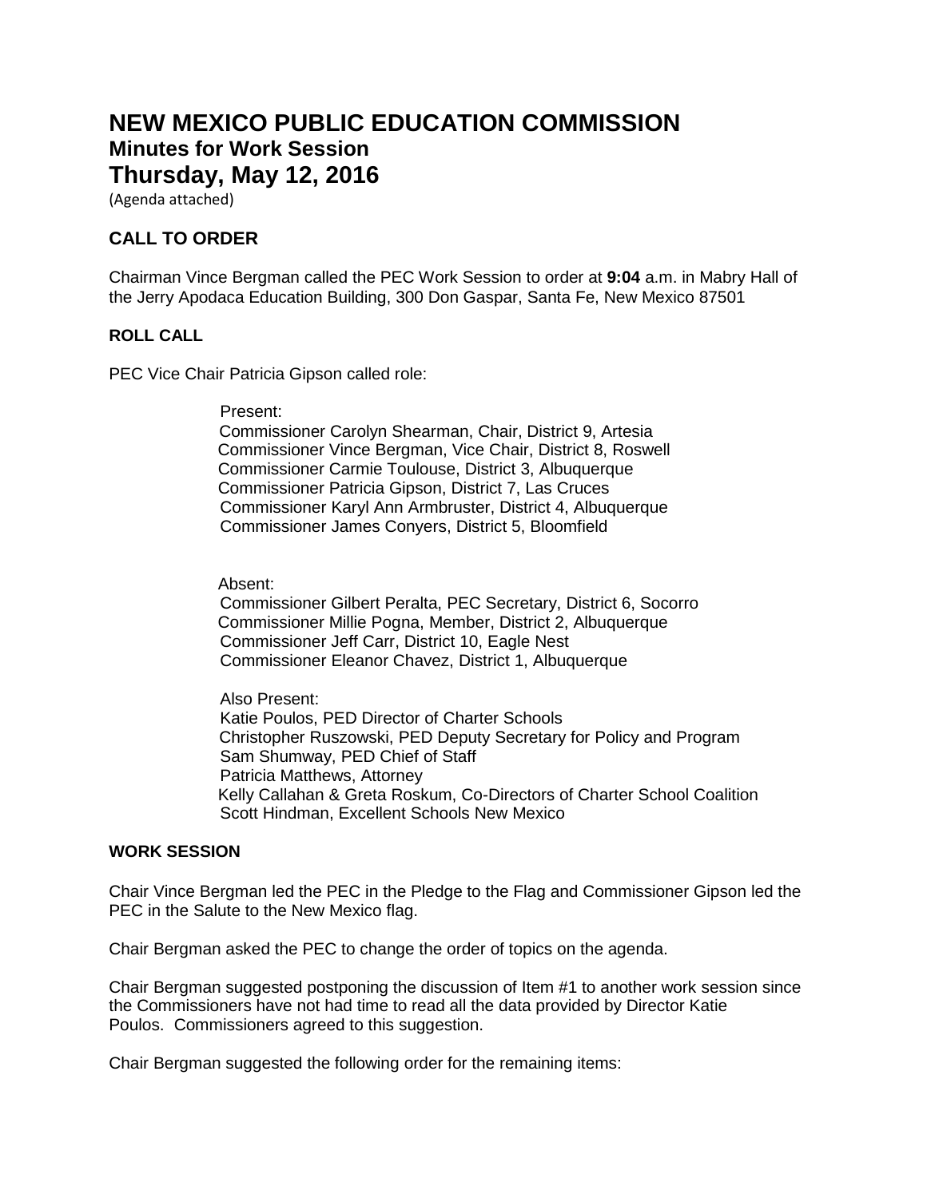# NEW MEXICO PUBLIC EDUCATION COMMISSION

## Minutes for Work Session

## Thursday, May 12, 2016

(Agenda attached)

### CALL TO ORDER

Chairman Vince Bergman called the PEC Work Session to order at **9:04** a.m. in Mabry Hall of the Jerry Apodaca Education Building, 300 Don Gaspar, Santa Fe, New Mexico 87501

#### ROLL CALL

PEC Vice Chair Patricia Gipson called role:

Present:
Commissioner Carolyn Shearman, Chair, District 9, Artesia
Commissioner Vince Bergman, Vice Chair, District 8, Roswell
Commissioner Carmie Toulouse, District 3, Albuquerque
Commissioner Patricia Gipson, District 7, Las Cruces
Commissioner Karyl Ann Armbruster, District 4, Albuquerque
Commissioner James Conyers, District 5, Bloomfield

Absent:
Commissioner Gilbert Peralta, PEC Secretary, District 6, Socorro
Commissioner Millie Pogna, Member, District 2, Albuquerque
Commissioner Jeff Carr, District 10, Eagle Nest
Commissioner Eleanor Chavez, District 1, Albuquerque

Also Present:
Katie Poulos, PED Director of Charter Schools
Christopher Ruszowski, PED Deputy Secretary for Policy and Program
Sam Shumway, PED Chief of Staff
Patricia Matthews, Attorney
Kelly Callahan & Greta Roskum, Co-Directors of Charter School Coalition
Scott Hindman, Excellent Schools New Mexico

#### WORK SESSION

Chair Vince Bergman led the PEC in the Pledge to the Flag and Commissioner Gipson led the PEC in the Salute to the New Mexico flag.

Chair Bergman asked the PEC to change the order of topics on the agenda.

Chair Bergman suggested postponing the discussion of Item #1 to another work session since the Commissioners have not had time to read all the data provided by Director Katie Poulos. Commissioners agreed to this suggestion.

Chair Bergman suggested the following order for the remaining items: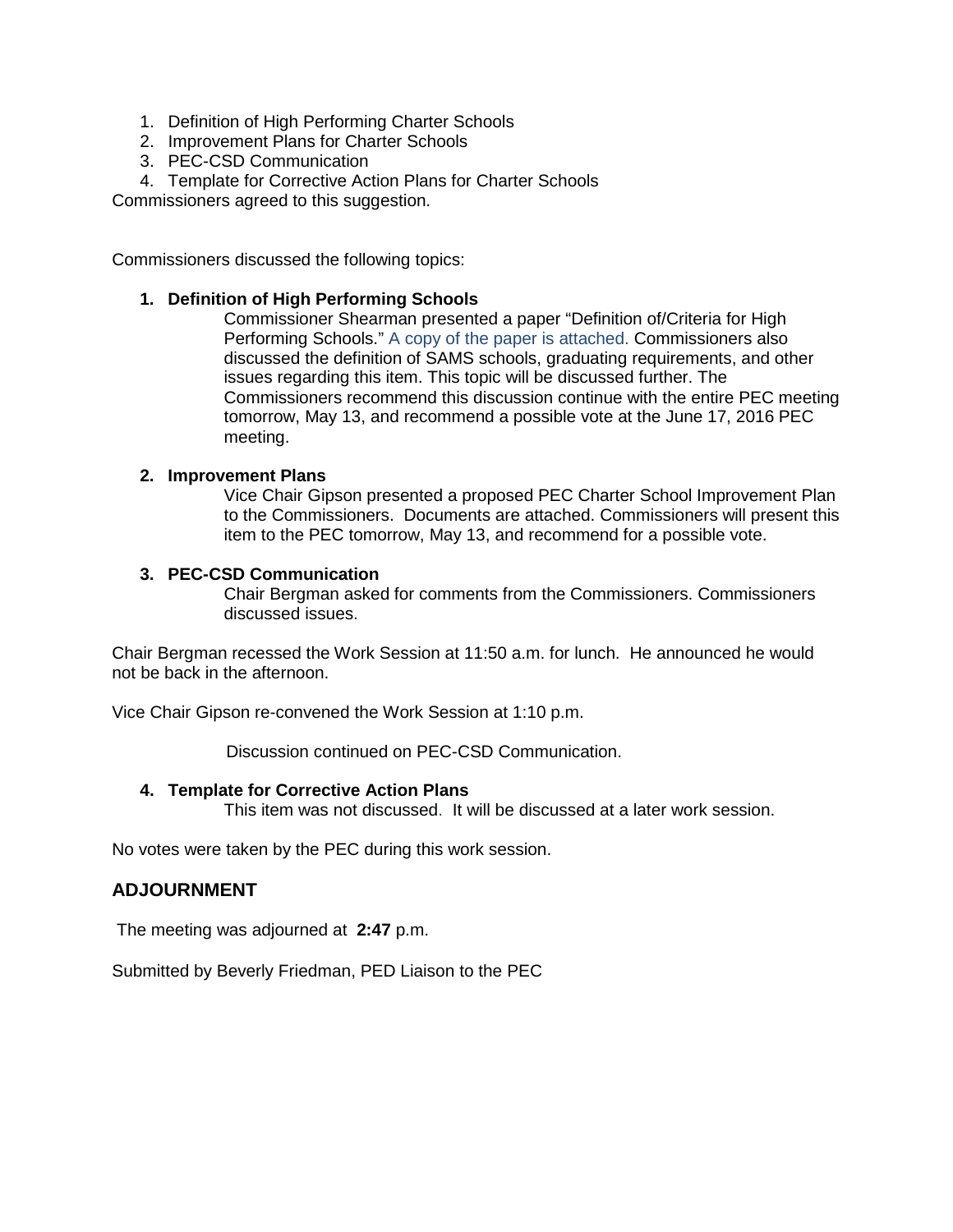1. Definition of High Performing Charter Schools
2. Improvement Plans for Charter Schools
3. PEC-CSD Communication
4. Template for Corrective Action Plans for Charter Schools

Commissioners agreed to this suggestion.

Commissioners discussed the following topics:

1. **Definition of High Performing Schools**

   Commissioner Shearman presented a paper "Definition of/Criteria for High Performing Schools." A copy of the paper is attached. Commissioners also discussed the definition of SAMS schools, graduating requirements, and other issues regarding this item. This topic will be discussed further. The Commissioners recommend this discussion continue with the entire PEC meeting tomorrow, May 13, and recommend a possible vote at the June 17, 2016 PEC meeting.

2. **Improvement Plans**

   Vice Chair Gipson presented a proposed PEC Charter School Improvement Plan to the Commissioners. Documents are attached. Commissioners will present this item to the PEC tomorrow, May 13, and recommend for a possible vote.

3. **PEC-CSD Communication**

   Chair Bergman asked for comments from the Commissioners. Commissioners discussed issues.

Chair Bergman recessed the Work Session at 11:50 a.m. for lunch. He announced he would not be back in the afternoon.

Vice Chair Gipson re-convened the Work Session at 1:10 p.m.

Discussion continued on PEC-CSD Communication.

4. **Template for Corrective Action Plans**

   This item was not discussed. It will be discussed at a later work session.

No votes were taken by the PEC during this work session.

## ADJOURNMENT

The meeting was adjourned at **2:47** p.m.

Submitted by Beverly Friedman, PED Liaison to the PEC